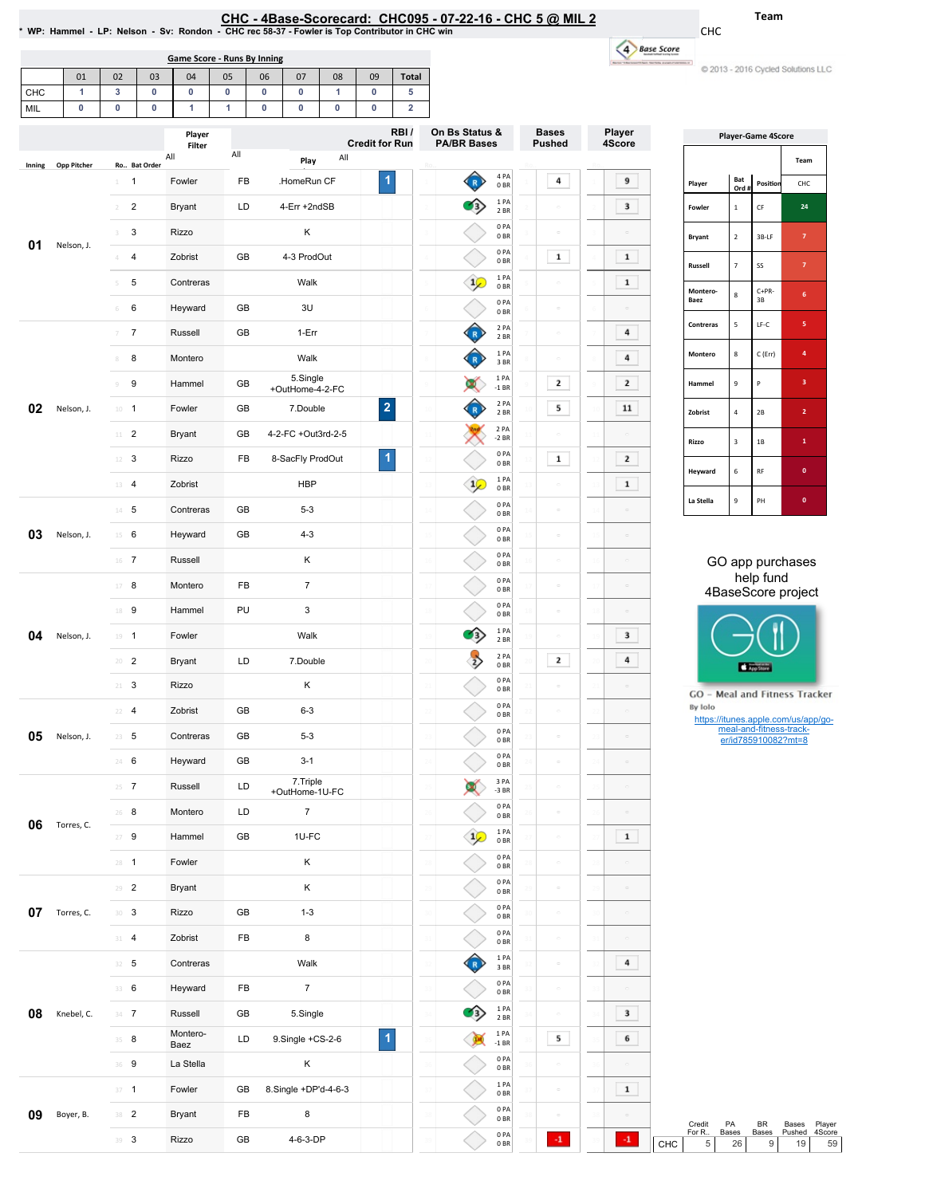# CHC - 4Base-Scorecard: CHC095 - 07-22-16 - CHC 5 @ MIL 2

* WP: Hammel - LP: Nelson - Sv: Rondon - CHC rec 58-37 - Fowler is Top Contributor in CHC win

Team: CHC

© 2013 - 2016 Cycled Solutions LLC

**Game Score - Runs By Inning**

| | 01 | 02 | 03 | 04 | 05 | 06 | 07 | 08 | 09 | Total |
|---|---|---|---|---|---|---|---|---|---|---|
| CHC | 1 | 3 | 0 | 0 | 0 | 0 | 0 | 1 | 0 | 5 |
| MIL | 0 | 0 | 0 | 1 | 1 | 0 | 0 | 0 | 0 | 2 |

| Inning | Opp Pitcher | Ro.. | Bat Order | Player | | Play | RBI / Credit for Run | On Bs Status & PA/BR Bases | Bases Pushed | Player 4Score |
|---|---|---|---|---|---|---|---|---|---|---|
| 01 | Nelson, J. | 1 | 1 | Fowler | FB | .HomeRun CF | 1 | 4 PA 0 BR | 4 | 9 |
| | | 2 | 2 | Bryant | LD | 4-Err +2ndSB | | 1 PA 2 BR | | 3 |
| | | 3 | 3 | Rizzo | | K | | 0 PA 0 BR | | |
| | | 4 | 4 | Zobrist | GB | 4-3 ProdOut | | 0 PA 0 BR | 1 | 1 |
| | | 5 | 5 | Contreras | | Walk | | 1 PA 0 BR | | 1 |
| | | 6 | 6 | Heyward | GB | 3U | | 0 PA 0 BR | | |
| 02 | Nelson, J. | 7 | 7 | Russell | GB | 1-Err | | 2 PA 2 BR | | 4 |
| | | 8 | 8 | Montero | | Walk | | 1 PA 3 BR | | 4 |
| | | 9 | 9 | Hammel | GB | 5.Single +OutHome-4-2-FC | | 1 PA -1 BR | 2 | 2 |
| | | 10 | 1 | Fowler | GB | 7.Double | 2 | 2 PA 2 BR | 5 | 11 |
| | | 11 | 2 | Bryant | GB | 4-2-FC +Out3rd-2-5 | | 2 PA -2 BR | | |
| | | 12 | 3 | Rizzo | FB | 8-SacFly ProdOut | 1 | 0 PA 0 BR | 1 | 2 |
| | | 13 | 4 | Zobrist | | HBP | | 1 PA 0 BR | | 1 |
| 03 | Nelson, J. | 14 | 5 | Contreras | GB | 5-3 | | 0 PA 0 BR | | |
| | | 15 | 6 | Heyward | GB | 4-3 | | 0 PA 0 BR | | |
| | | 16 | 7 | Russell | | K | | 0 PA 0 BR | | |
| 04 | Nelson, J. | 17 | 8 | Montero | FB | 7 | | 0 PA 0 BR | | |
| | | 18 | 9 | Hammel | PU | 3 | | 0 PA 0 BR | | |
| | | 19 | 1 | Fowler | | Walk | | 1 PA 2 BR | | 3 |
| | | 20 | 2 | Bryant | LD | 7.Double | | 2 PA 0 BR | 2 | 4 |
| | | 21 | 3 | Rizzo | | K | | 0 PA 0 BR | | |
| 05 | Nelson, J. | 22 | 4 | Zobrist | GB | 6-3 | | 0 PA 0 BR | | |
| | | 23 | 5 | Contreras | GB | 5-3 | | 0 PA 0 BR | | |
| | | 24 | 6 | Heyward | GB | 3-1 | | 0 PA 0 BR | | |
| 06 | Torres, C. | 25 | 7 | Russell | LD | 7.Triple +OutHome-1U-FC | | 3 PA -3 BR | | |
| | | 26 | 8 | Montero | LD | 7 | | 0 PA 0 BR | | |
| | | 27 | 9 | Hammel | GB | 1U-FC | | 1 PA 0 BR | | 1 |
| | | 28 | 1 | Fowler | | K | | 0 PA 0 BR | | |
| 07 | Torres, C. | 29 | 2 | Bryant | | K | | 0 PA 0 BR | | |
| | | 30 | 3 | Rizzo | GB | 1-3 | | 0 PA 0 BR | | |
| | | 31 | 4 | Zobrist | FB | 8 | | 0 PA 0 BR | | |
| 08 | Knebel, C. | 32 | 5 | Contreras | | Walk | | 1 PA 3 BR | | 4 |
| | | 33 | 6 | Heyward | FB | 7 | | 0 PA 0 BR | | |
| | | 34 | 7 | Russell | GB | 5.Single | | 1 PA 2 BR | | 3 |
| | | 35 | 8 | Montero-Baez | LD | 9.Single +CS-2-6 | 1 | 1 PA -1 BR | 5 | 6 |
| | | 36 | 9 | La Stella | | K | | 0 PA 0 BR | | |
| 09 | Boyer, B. | 37 | 1 | Fowler | GB | 8.Single +DP'd-4-6-3 | | 1 PA 0 BR | | 1 |
| | | 38 | 2 | Bryant | FB | 8 | | 0 PA 0 BR | | |
| | | 39 | 3 | Rizzo | GB | 4-6-3-DP | | 0 PA 0 BR | -1 | -1 |

**Player-Game 4Score**

| Player | Bat Ord # | Position | CHC |
|---|---|---|---|
| Fowler | 1 | CF | 24 |
| Bryant | 2 | 3B-LF | 7 |
| Russell | 7 | SS | 7 |
| Montero-Baez | 8 | C+PR-3B | 6 |
| Contreras | 5 | LF-C | 5 |
| Montero | 8 | C (Err) | 4 |
| Hammel | 9 | P | 3 |
| Zobrist | 4 | 2B | 2 |
| Rizzo | 3 | 1B | 1 |
| Heyward | 6 | RF | 0 |
| La Stella | 9 | PH | 0 |

| | Credit For R.. | PA Bases | BR Bases | Bases Pushed | Player 4Score |
|---|---|---|---|---|---|
| CHC | 5 | 26 | 9 | 19 | 59 |

GO app purchases help fund 4BaseScore project

GO - Meal and Fitness Tracker
By Iolo
https://itunes.apple.com/us/app/go-meal-and-fitness-track-er/id785910082?mt=8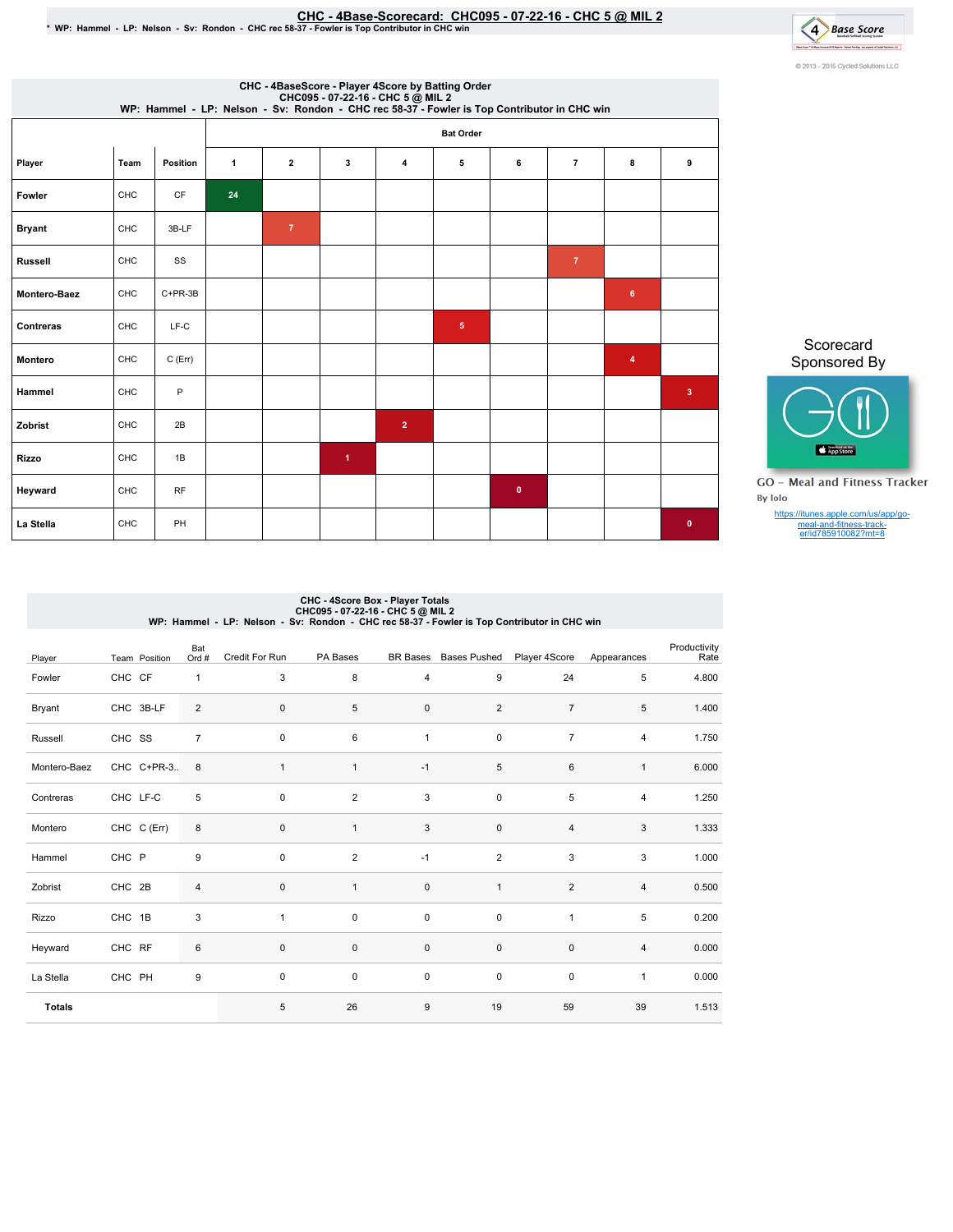# CHC - 4Base-Scorecard: CHC095 - 07-22-16 - CHC 5 @ MIL 2

* WP: Hammel - LP: Nelson - Sv: Rondon - CHC rec 58-37 - Fowler is Top Contributor in CHC win

© 2013 - 2016 Cycled Solutions LLC

## CHC - 4BaseScore - Player 4Score by Batting Order
CHC095 - 07-22-16 - CHC 5 @ MIL 2
WP: Hammel - LP: Nelson - Sv: Rondon - CHC rec 58-37 - Fowler is Top Contributor in CHC win

| Player | Team | Position | Bat Order 1 | 2 | 3 | 4 | 5 | 6 | 7 | 8 | 9 |
|---|---|---|---|---|---|---|---|---|---|---|---|
| Fowler | CHC | CF | 24 | | | | | | | | |
| Bryant | CHC | 3B-LF | | 7 | | | | | | | |
| Russell | CHC | SS | | | | | | | 7 | | |
| Montero-Baez | CHC | C+PR-3B | | | | | | | | 6 | |
| Contreras | CHC | LF-C | | | | | 5 | | | | |
| Montero | CHC | C (Err) | | | | | | | | 4 | |
| Hammel | CHC | P | | | | | | | | | 3 |
| Zobrist | CHC | 2B | | | | 2 | | | | | |
| Rizzo | CHC | 1B | | | 1 | | | | | | |
| Heyward | CHC | RF | | | | | | 0 | | | |
| La Stella | CHC | PH | | | | | | | | | 0 |

Scorecard Sponsored By

GO - Meal and Fitness Tracker
By Iolo

https://itunes.apple.com/us/app/go-meal-and-fitness-track-er/id785910082?mt=8

## CHC - 4Score Box - Player Totals
CHC095 - 07-22-16 - CHC 5 @ MIL 2
WP: Hammel - LP: Nelson - Sv: Rondon - CHC rec 58-37 - Fowler is Top Contributor in CHC win

| Player | Team | Position | Bat Ord # | Credit For Run | PA Bases | BR Bases | Bases Pushed | Player 4Score | Appearances | Productivity Rate |
|---|---|---|---|---|---|---|---|---|---|---|
| Fowler | CHC | CF | 1 | 3 | 8 | 4 | 9 | 24 | 5 | 4.800 |
| Bryant | CHC | 3B-LF | 2 | 0 | 5 | 0 | 2 | 7 | 5 | 1.400 |
| Russell | CHC | SS | 7 | 0 | 6 | 1 | 0 | 7 | 4 | 1.750 |
| Montero-Baez | CHC | C+PR-3.. | 8 | 1 | 1 | -1 | 5 | 6 | 1 | 6.000 |
| Contreras | CHC | LF-C | 5 | 0 | 2 | 3 | 0 | 5 | 4 | 1.250 |
| Montero | CHC | C (Err) | 8 | 0 | 1 | 3 | 0 | 4 | 3 | 1.333 |
| Hammel | CHC | P | 9 | 0 | 2 | -1 | 2 | 3 | 3 | 1.000 |
| Zobrist | CHC | 2B | 4 | 0 | 1 | 0 | 1 | 2 | 4 | 0.500 |
| Rizzo | CHC | 1B | 3 | 1 | 0 | 0 | 0 | 1 | 5 | 0.200 |
| Heyward | CHC | RF | 6 | 0 | 0 | 0 | 0 | 0 | 4 | 0.000 |
| La Stella | CHC | PH | 9 | 0 | 0 | 0 | 0 | 0 | 1 | 0.000 |
| **Totals** | | | | 5 | 26 | 9 | 19 | 59 | 39 | 1.513 |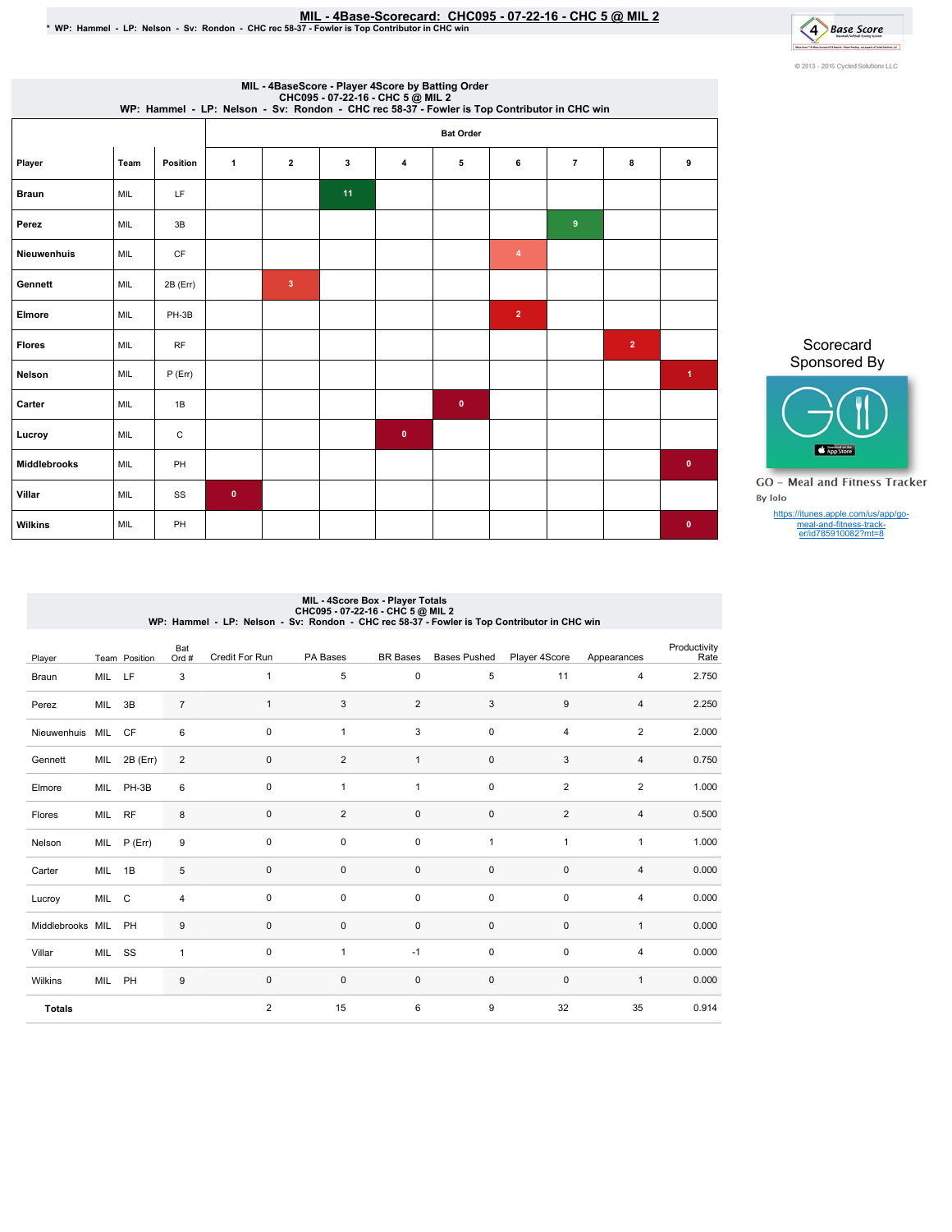# MIL - 4Base-Scorecard: CHC095 - 07-22-16 - CHC 5 @ MIL 2

\* WP: Hammel - LP: Nelson - Sv: Rondon - CHC rec 58-37 - Fowler is Top Contributor in CHC win

© 2013 - 2016 Cycled Solutions LLC

## MIL - 4BaseScore - Player 4Score by Batting Order
CHC095 - 07-22-16 - CHC 5 @ MIL 2
WP: Hammel - LP: Nelson - Sv: Rondon - CHC rec 58-37 - Fowler is Top Contributor in CHC win

| Player | Team | Position | Bat Order 1 | 2 | 3 | 4 | 5 | 6 | 7 | 8 | 9 |
|---|---|---|---|---|---|---|---|---|---|---|---|
| Braun | MIL | LF | | | 11 | | | | | | |
| Perez | MIL | 3B | | | | | | | 9 | | |
| Nieuwenhuis | MIL | CF | | | | | | 4 | | | |
| Gennett | MIL | 2B (Err) | | 3 | | | | | | | |
| Elmore | MIL | PH-3B | | | | | | 2 | | | |
| Flores | MIL | RF | | | | | | | | 2 | |
| Nelson | MIL | P (Err) | | | | | | | | | 1 |
| Carter | MIL | 1B | | | | | 0 | | | | |
| Lucroy | MIL | C | | | | 0 | | | | | |
| Middlebrooks | MIL | PH | | | | | | | | | 0 |
| Villar | MIL | SS | 0 | | | | | | | | |
| Wilkins | MIL | PH | | | | | | | | | 0 |

Scorecard Sponsored By

GO - Meal and Fitness Tracker
By Iolo

https://itunes.apple.com/us/app/go-meal-and-fitness-track-er/id785910082?mt=8

## MIL - 4Score Box - Player Totals
CHC095 - 07-22-16 - CHC 5 @ MIL 2
WP: Hammel - LP: Nelson - Sv: Rondon - CHC rec 58-37 - Fowler is Top Contributor in CHC win

| Player | Team | Position | Bat Ord # | Credit For Run | PA Bases | BR Bases | Bases Pushed | Player 4Score | Appearances | Productivity Rate |
|---|---|---|---|---|---|---|---|---|---|---|
| Braun | MIL | LF | 3 | 1 | 5 | 0 | 5 | 11 | 4 | 2.750 |
| Perez | MIL | 3B | 7 | 1 | 3 | 2 | 3 | 9 | 4 | 2.250 |
| Nieuwenhuis | MIL | CF | 6 | 0 | 1 | 3 | 0 | 4 | 2 | 2.000 |
| Gennett | MIL | 2B (Err) | 2 | 0 | 2 | 1 | 0 | 3 | 4 | 0.750 |
| Elmore | MIL | PH-3B | 6 | 0 | 1 | 1 | 0 | 2 | 2 | 1.000 |
| Flores | MIL | RF | 8 | 0 | 2 | 0 | 0 | 2 | 4 | 0.500 |
| Nelson | MIL | P (Err) | 9 | 0 | 0 | 0 | 1 | 1 | 1 | 1.000 |
| Carter | MIL | 1B | 5 | 0 | 0 | 0 | 0 | 0 | 4 | 0.000 |
| Lucroy | MIL | C | 4 | 0 | 0 | 0 | 0 | 0 | 4 | 0.000 |
| Middlebrooks | MIL | PH | 9 | 0 | 0 | 0 | 0 | 0 | 1 | 0.000 |
| Villar | MIL | SS | 1 | 0 | 1 | -1 | 0 | 0 | 4 | 0.000 |
| Wilkins | MIL | PH | 9 | 0 | 0 | 0 | 0 | 0 | 1 | 0.000 |
| **Totals** | | | | 2 | 15 | 6 | 9 | 32 | 35 | 0.914 |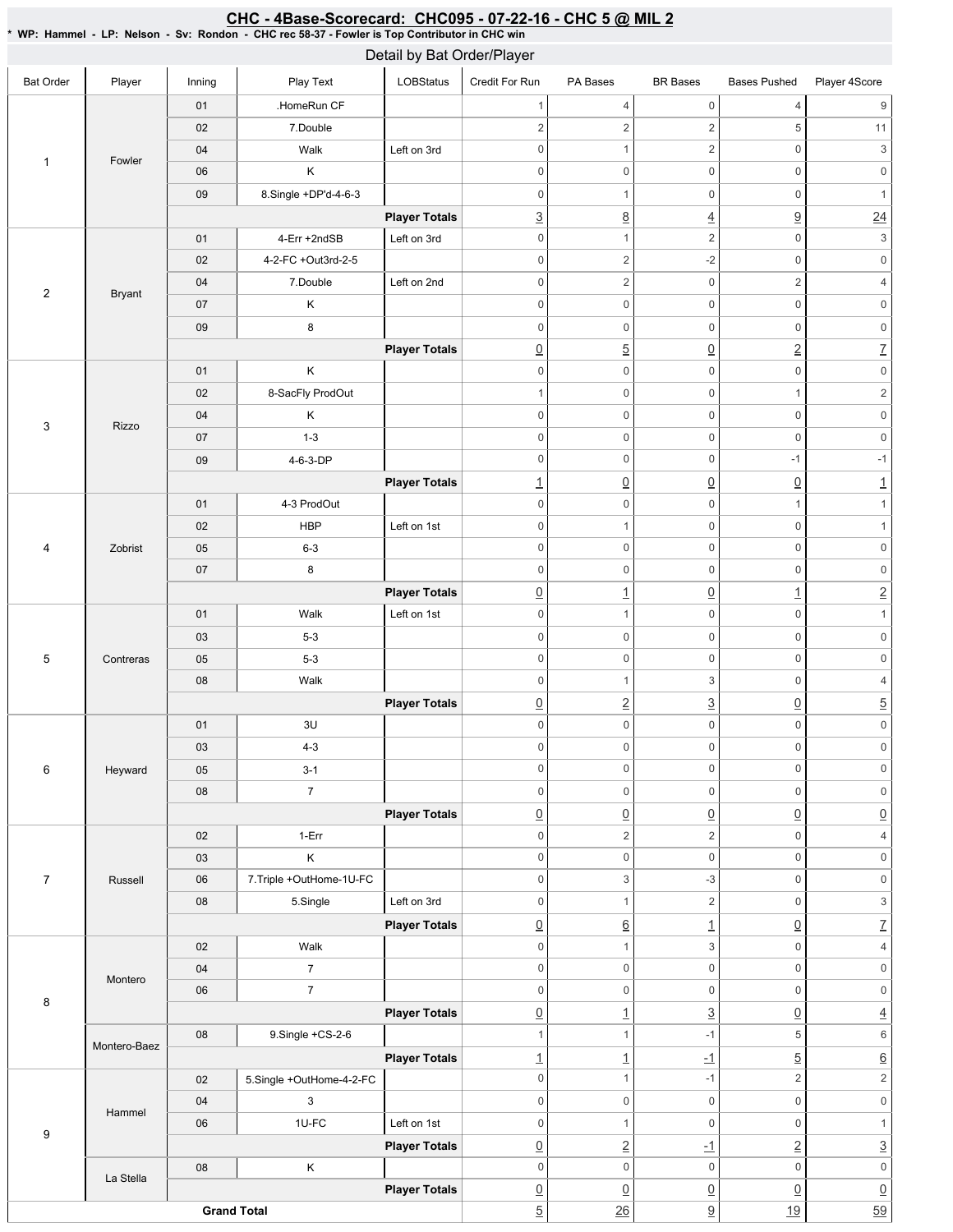# CHC - 4Base-Scorecard: CHC095 - 07-22-16 - CHC 5 @ MIL 2

* WP: Hammel - LP: Nelson - Sv: Rondon - CHC rec 58-37 - Fowler is Top Contributor in CHC win

## Detail by Bat Order/Player

| Bat Order | Player | Inning | Play Text | LOBStatus | Credit For Run | PA Bases | BR Bases | Bases Pushed | Player 4Score |
|---|---|---|---|---|---|---|---|---|---|
| 1 | Fowler | 01 | .HomeRun CF | | 1 | 4 | 0 | 4 | 9 |
| | | 02 | 7.Double | | 2 | 2 | 2 | 5 | 11 |
| | | 04 | Walk | Left on 3rd | 0 | 1 | 2 | 0 | 3 |
| | | 06 | K | | 0 | 0 | 0 | 0 | 0 |
| | | 09 | 8.Single +DP'd-4-6-3 | | 0 | 1 | 0 | 0 | 1 |
| | | | | **Player Totals** | 3 | 8 | 4 | 9 | 24 |
| 2 | Bryant | 01 | 4-Err +2ndSB | Left on 3rd | 0 | 1 | 2 | 0 | 3 |
| | | 02 | 4-2-FC +Out3rd-2-5 | | 0 | 2 | -2 | 0 | 0 |
| | | 04 | 7.Double | Left on 2nd | 0 | 2 | 0 | 2 | 4 |
| | | 07 | K | | 0 | 0 | 0 | 0 | 0 |
| | | 09 | 8 | | 0 | 0 | 0 | 0 | 0 |
| | | | | **Player Totals** | 0 | 5 | 0 | 2 | 7 |
| 3 | Rizzo | 01 | K | | 0 | 0 | 0 | 0 | 0 |
| | | 02 | 8-SacFly ProdOut | | 1 | 0 | 0 | 1 | 2 |
| | | 04 | K | | 0 | 0 | 0 | 0 | 0 |
| | | 07 | 1-3 | | 0 | 0 | 0 | 0 | 0 |
| | | 09 | 4-6-3-DP | | 0 | 0 | 0 | -1 | -1 |
| | | | | **Player Totals** | 1 | 0 | 0 | 0 | 1 |
| 4 | Zobrist | 01 | 4-3 ProdOut | | 0 | 0 | 0 | 1 | 1 |
| | | 02 | HBP | Left on 1st | 0 | 1 | 0 | 0 | 1 |
| | | 05 | 6-3 | | 0 | 0 | 0 | 0 | 0 |
| | | 07 | 8 | | 0 | 0 | 0 | 0 | 0 |
| | | | | **Player Totals** | 0 | 1 | 0 | 1 | 2 |
| 5 | Contreras | 01 | Walk | Left on 1st | 0 | 1 | 0 | 0 | 1 |
| | | 03 | 5-3 | | 0 | 0 | 0 | 0 | 0 |
| | | 05 | 5-3 | | 0 | 0 | 0 | 0 | 0 |
| | | 08 | Walk | | 0 | 1 | 3 | 0 | 4 |
| | | | | **Player Totals** | 0 | 2 | 3 | 0 | 5 |
| 6 | Heyward | 01 | 3U | | 0 | 0 | 0 | 0 | 0 |
| | | 03 | 4-3 | | 0 | 0 | 0 | 0 | 0 |
| | | 05 | 3-1 | | 0 | 0 | 0 | 0 | 0 |
| | | 08 | 7 | | 0 | 0 | 0 | 0 | 0 |
| | | | | **Player Totals** | 0 | 0 | 0 | 0 | 0 |
| 7 | Russell | 02 | 1-Err | | 0 | 2 | 2 | 0 | 4 |
| | | 03 | K | | 0 | 0 | 0 | 0 | 0 |
| | | 06 | 7.Triple +OutHome-1U-FC | | 0 | 3 | -3 | 0 | 0 |
| | | 08 | 5.Single | Left on 3rd | 0 | 1 | 2 | 0 | 3 |
| | | | | **Player Totals** | 0 | 6 | 1 | 0 | 7 |
| 8 | Montero | 02 | Walk | | 0 | 1 | 3 | 0 | 4 |
| | | 04 | 7 | | 0 | 0 | 0 | 0 | 0 |
| | | 06 | 7 | | 0 | 0 | 0 | 0 | 0 |
| | | | | **Player Totals** | 0 | 1 | 3 | 0 | 4 |
| | Montero-Baez | 08 | 9.Single +CS-2-6 | | 1 | 1 | -1 | 5 | 6 |
| | | | | **Player Totals** | 1 | 1 | -1 | 5 | 6 |
| 9 | Hammel | 02 | 5.Single +OutHome-4-2-FC | | 0 | 1 | -1 | 2 | 2 |
| | | 04 | 3 | | 0 | 0 | 0 | 0 | 0 |
| | | 06 | 1U-FC | Left on 1st | 0 | 1 | 0 | 0 | 1 |
| | | | | **Player Totals** | 0 | 2 | -1 | 2 | 3 |
| | La Stella | 08 | K | | 0 | 0 | 0 | 0 | 0 |
| | | | | **Player Totals** | 0 | 0 | 0 | 0 | 0 |
| **Grand Total** | | | | | 5 | 26 | 9 | 19 | 59 |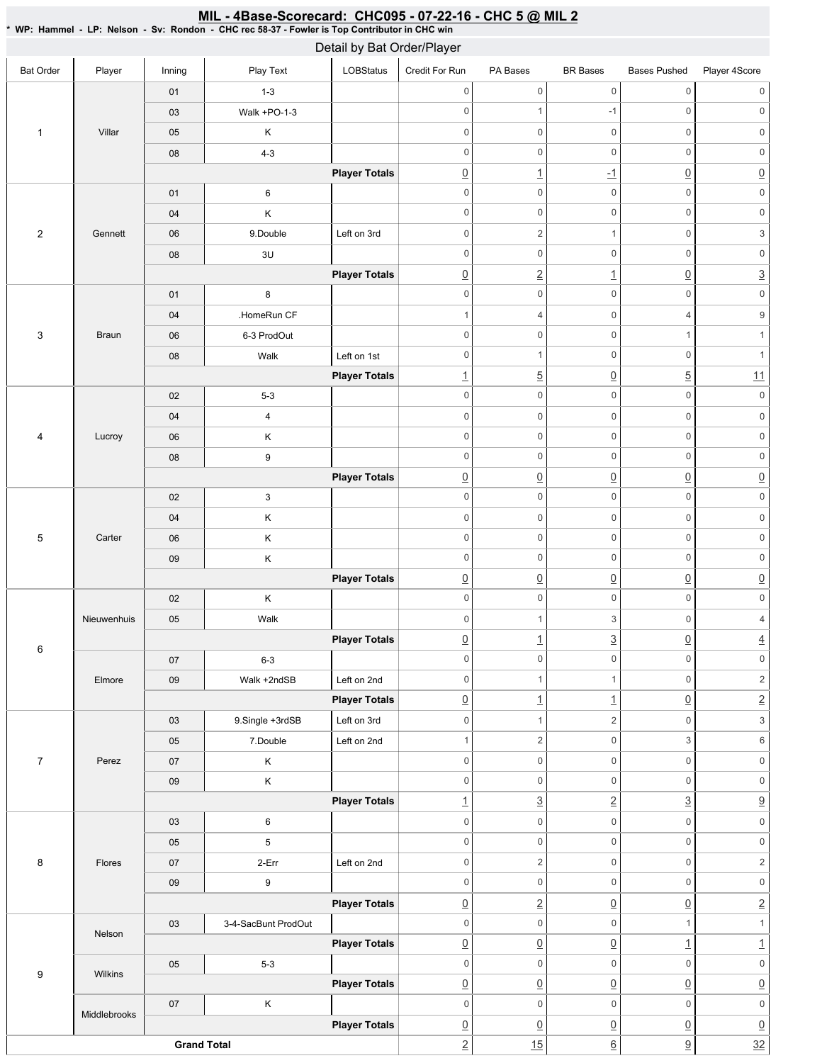## MIL - 4Base-Scorecard: CHC095 - 07-22-16 - CHC 5 @ MIL 2

* WP: Hammel - LP: Nelson - Sv: Rondon - CHC rec 58-37 - Fowler is Top Contributor in CHC win

### Detail by Bat Order/Player

| Bat Order | Player | Inning | Play Text | LOBStatus | Credit For Run | PA Bases | BR Bases | Bases Pushed | Player 4Score |
|---|---|---|---|---|---|---|---|---|---|
| 1 | Villar | 01 | 1-3 | | 0 | 0 | 0 | 0 | 0 |
| | | 03 | Walk +PO-1-3 | | 0 | 1 | -1 | 0 | 0 |
| | | 05 | K | | 0 | 0 | 0 | 0 | 0 |
| | | 08 | 4-3 | | 0 | 0 | 0 | 0 | 0 |
| | | | | **Player Totals** | 0 | 1 | -1 | 0 | 0 |
| 2 | Gennett | 01 | 6 | | 0 | 0 | 0 | 0 | 0 |
| | | 04 | K | | 0 | 0 | 0 | 0 | 0 |
| | | 06 | 9.Double | Left on 3rd | 0 | 2 | 1 | 0 | 3 |
| | | 08 | 3U | | 0 | 0 | 0 | 0 | 0 |
| | | | | **Player Totals** | 0 | 2 | 1 | 0 | 3 |
| 3 | Braun | 01 | 8 | | 0 | 0 | 0 | 0 | 0 |
| | | 04 | .HomeRun CF | | 1 | 4 | 0 | 4 | 9 |
| | | 06 | 6-3 ProdOut | | 0 | 0 | 0 | 1 | 1 |
| | | 08 | Walk | Left on 1st | 0 | 1 | 0 | 0 | 1 |
| | | | | **Player Totals** | 1 | 5 | 0 | 5 | 11 |
| 4 | Lucroy | 02 | 5-3 | | 0 | 0 | 0 | 0 | 0 |
| | | 04 | 4 | | 0 | 0 | 0 | 0 | 0 |
| | | 06 | K | | 0 | 0 | 0 | 0 | 0 |
| | | 08 | 9 | | 0 | 0 | 0 | 0 | 0 |
| | | | | **Player Totals** | 0 | 0 | 0 | 0 | 0 |
| 5 | Carter | 02 | 3 | | 0 | 0 | 0 | 0 | 0 |
| | | 04 | K | | 0 | 0 | 0 | 0 | 0 |
| | | 06 | K | | 0 | 0 | 0 | 0 | 0 |
| | | 09 | K | | 0 | 0 | 0 | 0 | 0 |
| | | | | **Player Totals** | 0 | 0 | 0 | 0 | 0 |
| 6 | Nieuwenhuis | 02 | K | | 0 | 0 | 0 | 0 | 0 |
| | | 05 | Walk | | 0 | 1 | 3 | 0 | 4 |
| | | | | **Player Totals** | 0 | 1 | 3 | 0 | 4 |
| | Elmore | 07 | 6-3 | | 0 | 0 | 0 | 0 | 0 |
| | | 09 | Walk +2ndSB | Left on 2nd | 0 | 1 | 1 | 0 | 2 |
| | | | | **Player Totals** | 0 | 1 | 1 | 0 | 2 |
| 7 | Perez | 03 | 9.Single +3rdSB | Left on 3rd | 0 | 1 | 2 | 0 | 3 |
| | | 05 | 7.Double | Left on 2nd | 1 | 2 | 0 | 3 | 6 |
| | | 07 | K | | 0 | 0 | 0 | 0 | 0 |
| | | 09 | K | | 0 | 0 | 0 | 0 | 0 |
| | | | | **Player Totals** | 1 | 3 | 2 | 3 | 9 |
| 8 | Flores | 03 | 6 | | 0 | 0 | 0 | 0 | 0 |
| | | 05 | 5 | | 0 | 0 | 0 | 0 | 0 |
| | | 07 | 2-Err | Left on 2nd | 0 | 2 | 0 | 0 | 2 |
| | | 09 | 9 | | 0 | 0 | 0 | 0 | 0 |
| | | | | **Player Totals** | 0 | 2 | 0 | 0 | 2 |
| 9 | Nelson | 03 | 3-4-SacBunt ProdOut | | 0 | 0 | 0 | 1 | 1 |
| | | | | **Player Totals** | 0 | 0 | 0 | 1 | 1 |
| | Wilkins | 05 | 5-3 | | 0 | 0 | 0 | 0 | 0 |
| | | | | **Player Totals** | 0 | 0 | 0 | 0 | 0 |
| | Middlebrooks | 07 | K | | 0 | 0 | 0 | 0 | 0 |
| | | | | **Player Totals** | 0 | 0 | 0 | 0 | 0 |
| **Grand Total** | | | | | 2 | 15 | 6 | 9 | 32 |